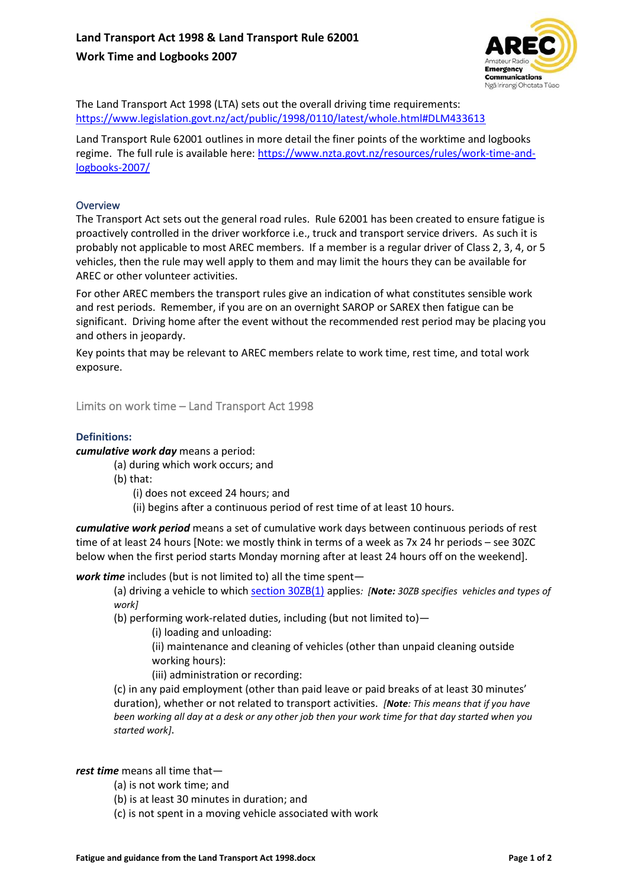# Land Transport Act 1998 & Land Transport Rule 62001
# Work Time and Logbooks 2007

The Land Transport Act 1998 (LTA) sets out the overall driving time requirements: https://www.legislation.govt.nz/act/public/1998/0110/latest/whole.html#DLM433613

Land Transport Rule 62001 outlines in more detail the finer points of the worktime and logbooks regime. The full rule is available here: https://www.nzta.govt.nz/resources/rules/work-time-and-logbooks-2007/

## Overview

The Transport Act sets out the general road rules. Rule 62001 has been created to ensure fatigue is proactively controlled in the driver workforce i.e., truck and transport service drivers. As such it is probably not applicable to most AREC members. If a member is a regular driver of Class 2, 3, 4, or 5 vehicles, then the rule may well apply to them and may limit the hours they can be available for AREC or other volunteer activities.

For other AREC members the transport rules give an indication of what constitutes sensible work and rest periods. Remember, if you are on an overnight SAROP or SAREX then fatigue can be significant. Driving home after the event without the recommended rest period may be placing you and others in jeopardy.

Key points that may be relevant to AREC members relate to work time, rest time, and total work exposure.

## Limits on work time – Land Transport Act 1998

### Definitions:

***cumulative work day*** means a period:

- (a) during which work occurs; and
- (b) that:
  - (i) does not exceed 24 hours; and
  - (ii) begins after a continuous period of rest time of at least 10 hours.

***cumulative work period*** means a set of cumulative work days between continuous periods of rest time of at least 24 hours [Note: we mostly think in terms of a week as 7x 24 hr periods – see 30ZC below when the first period starts Monday morning after at least 24 hours off on the weekend].

***work time*** includes (but is not limited to) all the time spent—

- (a) driving a vehicle to which section 30ZB(1) applies*: [**Note:** 30ZB specifies vehicles and types of work]*
- (b) performing work-related duties, including (but not limited to)—
  - (i) loading and unloading:
  - (ii) maintenance and cleaning of vehicles (other than unpaid cleaning outside working hours):
  - (iii) administration or recording:
- (c) in any paid employment (other than paid leave or paid breaks of at least 30 minutes' duration), whether or not related to transport activities. *[**Note**: This means that if you have been working all day at a desk or any other job then your work time for that day started when you started work]*.

***rest time*** means all time that—

- (a) is not work time; and
- (b) is at least 30 minutes in duration; and
- (c) is not spent in a moving vehicle associated with work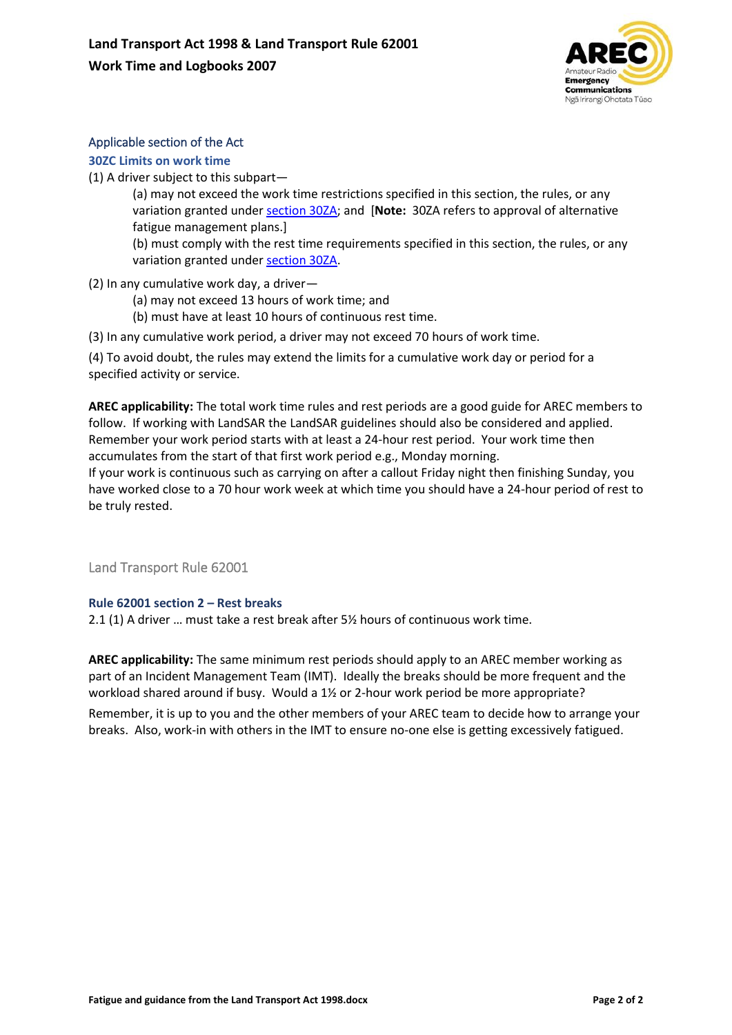# Land Transport Act 1998 & Land Transport Rule 62001

# Work Time and Logbooks 2007

## Applicable section of the Act

### 30ZC Limits on work time

(1) A driver subject to this subpart—

> (a) may not exceed the work time restrictions specified in this section, the rules, or any variation granted under section 30ZA; and [**Note:** 30ZA refers to approval of alternative fatigue management plans.]
>
> (b) must comply with the rest time requirements specified in this section, the rules, or any variation granted under section 30ZA.

(2) In any cumulative work day, a driver—

> (a) may not exceed 13 hours of work time; and
>
> (b) must have at least 10 hours of continuous rest time.

(3) In any cumulative work period, a driver may not exceed 70 hours of work time.

(4) To avoid doubt, the rules may extend the limits for a cumulative work day or period for a specified activity or service.

**AREC applicability:** The total work time rules and rest periods are a good guide for AREC members to follow. If working with LandSAR the LandSAR guidelines should also be considered and applied. Remember your work period starts with at least a 24-hour rest period. Your work time then accumulates from the start of that first work period e.g., Monday morning.
If your work is continuous such as carrying on after a callout Friday night then finishing Sunday, you have worked close to a 70 hour work week at which time you should have a 24-hour period of rest to be truly rested.

## Land Transport Rule 62001

### Rule 62001 section 2 – Rest breaks

2.1 (1) A driver … must take a rest break after 5½ hours of continuous work time.

**AREC applicability:** The same minimum rest periods should apply to an AREC member working as part of an Incident Management Team (IMT). Ideally the breaks should be more frequent and the workload shared around if busy. Would a 1½ or 2-hour work period be more appropriate?

Remember, it is up to you and the other members of your AREC team to decide how to arrange your breaks. Also, work-in with others in the IMT to ensure no-one else is getting excessively fatigued.